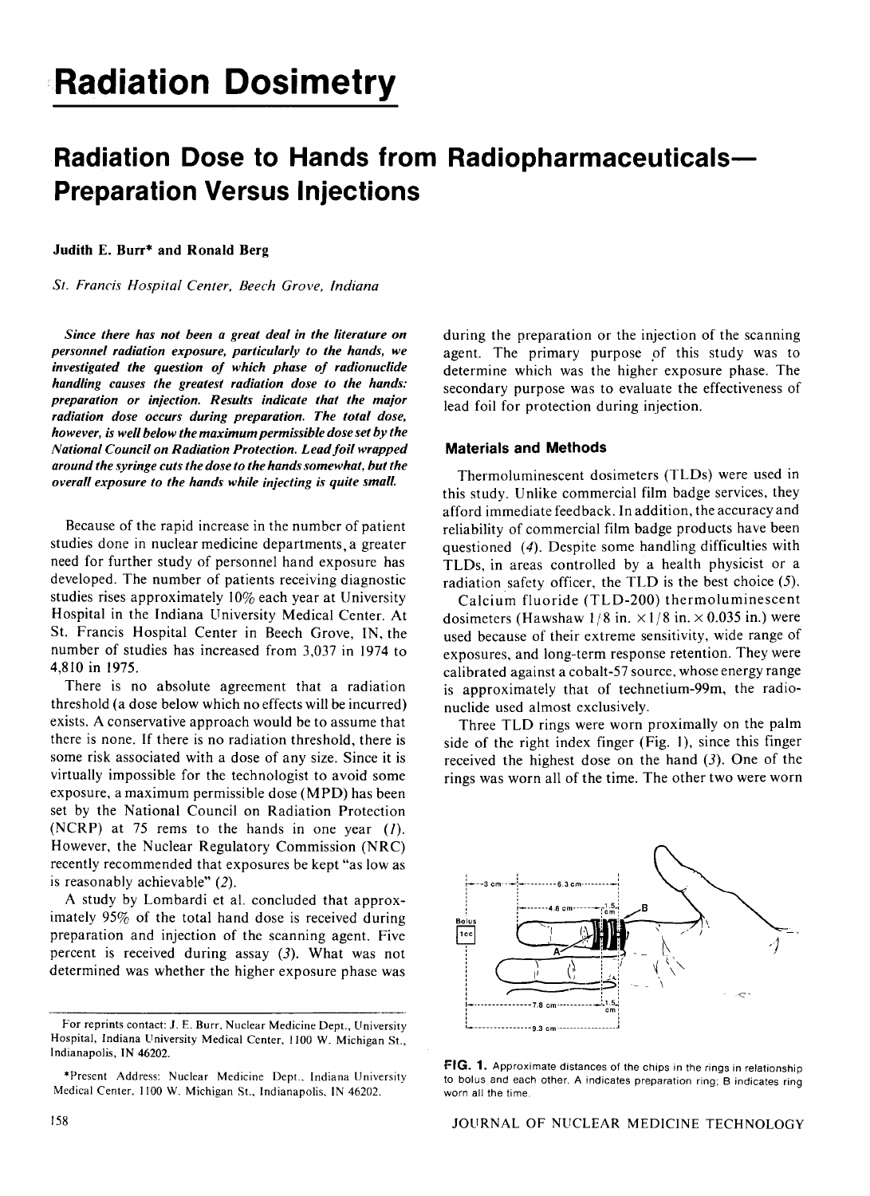# Radiation Dosimetry

## Radiation Dose to Hands from Radiopharmaceuticals—Preparation Versus Injections

**Judith E. Burr\* and Ronald Berg**

*St. Francis Hospital Center, Beech Grove, Indiana*

***Since there has not been a great deal in the literature on personnel radiation exposure, particularly to the hands, we investigated the question of which phase of radionuclide handling causes the greatest radiation dose to the hands: preparation or injection. Results indicate that the major radiation dose occurs during preparation. The total dose, however, is well below the maximum permissible dose set by the National Council on Radiation Protection. Lead foil wrapped around the syringe cuts the dose to the hands somewhat, but the overall exposure to the hands while injecting is quite small.***

Because of the rapid increase in the number of patient studies done in nuclear medicine departments, a greater need for further study of personnel hand exposure has developed. The number of patients receiving diagnostic studies rises approximately 10% each year at University Hospital in the Indiana University Medical Center. At St. Francis Hospital Center in Beech Grove, IN, the number of studies has increased from 3,037 in 1974 to 4,810 in 1975.

There is no absolute agreement that a radiation threshold (a dose below which no effects will be incurred) exists. A conservative approach would be to assume that there is none. If there is no radiation threshold, there is some risk associated with a dose of any size. Since it is virtually impossible for the technologist to avoid some exposure, a maximum permissible dose (MPD) has been set by the National Council on Radiation Protection (NCRP) at 75 rems to the hands in one year (*1*). However, the Nuclear Regulatory Commission (NRC) recently recommended that exposures be kept "as low as is reasonably achievable" (*2*).

A study by Lombardi et al. concluded that approximately 95% of the total hand dose is received during preparation and injection of the scanning agent. Five percent is received during assay (*3*). What was not determined was whether the higher exposure phase was during the preparation or the injection of the scanning agent. The primary purpose of this study was to determine which was the higher exposure phase. The secondary purpose was to evaluate the effectiveness of lead foil for protection during injection.

### Materials and Methods

Thermoluminescent dosimeters (TLDs) were used in this study. Unlike commercial film badge services, they afford immediate feedback. In addition, the accuracy and reliability of commercial film badge products have been questioned (*4*). Despite some handling difficulties with TLDs, in areas controlled by a health physicist or a radiation safety officer, the TLD is the best choice (*5*).

Calcium fluoride (TLD-200) thermoluminescent dosimeters (Hawshaw 1/8 in. × 1/8 in. × 0.035 in.) were used because of their extreme sensitivity, wide range of exposures, and long-term response retention. They were calibrated against a cobalt-57 source, whose energy range is approximately that of technetium-99m, the radionuclide used almost exclusively.

Three TLD rings were worn proximally on the palm side of the right index finger (Fig. 1), since this finger received the highest dose on the hand (*3*). One of the rings was worn all of the time. The other two were worn

**FIG. 1.** Approximate distances of the chips in the rings in relationship to bolus and each other. A indicates preparation ring; B indicates ring worn all the time.

---

For reprints contact: J. E. Burr, Nuclear Medicine Dept., University Hospital, Indiana University Medical Center, 1100 W. Michigan St., Indianapolis, IN 46202.

\*Present Address: Nuclear Medicine Dept., Indiana University Medical Center, 1100 W. Michigan St., Indianapolis, IN 46202.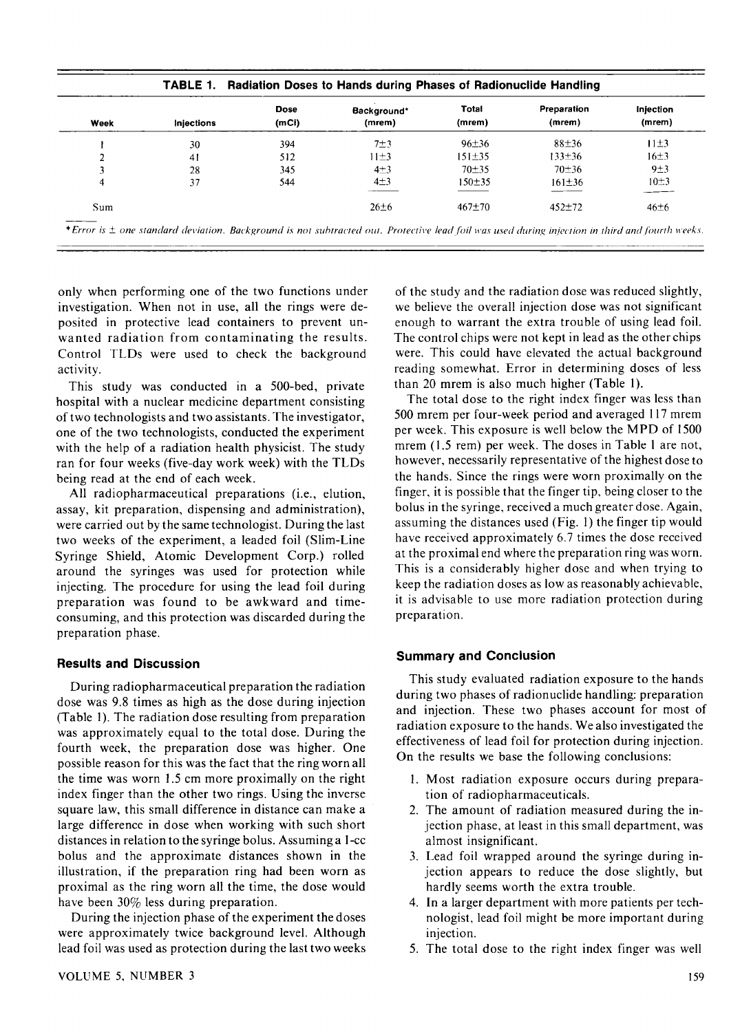**TABLE 1. Radiation Doses to Hands during Phases of Radionuclide Handling**

| Week | Injections | Dose (mCi) | Background* (mrem) | Total (mrem) | Preparation (mrem) | Injection (mrem) |
|---|---|---|---|---|---|---|
| 1 | 30 | 394 | 7±3 | 96±36 | 88±36 | 11±3 |
| 2 | 41 | 512 | 11±3 | 151±35 | 133±36 | 16±3 |
| 3 | 28 | 345 | 4±3 | 70±35 | 70±36 | 9±3 |
| 4 | 37 | 544 | 4±3 | 150±35 | 161±36 | 10±3 |
| Sum | | | 26±6 | 467±70 | 452±72 | 46±6 |

*\*Error is ± one standard deviation. Background is not subtracted out. Protective lead foil was used during injection in third and fourth weeks.*

only when performing one of the two functions under investigation. When not in use, all the rings were deposited in protective lead containers to prevent unwanted radiation from contaminating the results. Control TLDs were used to check the background activity.

This study was conducted in a 500-bed, private hospital with a nuclear medicine department consisting of two technologists and two assistants. The investigator, one of the two technologists, conducted the experiment with the help of a radiation health physicist. The study ran for four weeks (five-day work week) with the TLDs being read at the end of each week.

All radiopharmaceutical preparations (i.e., elution, assay, kit preparation, dispensing and administration), were carried out by the same technologist. During the last two weeks of the experiment, a leaded foil (Slim-Line Syringe Shield, Atomic Development Corp.) rolled around the syringes was used for protection while injecting. The procedure for using the lead foil during preparation was found to be awkward and time-consuming, and this protection was discarded during the preparation phase.

## Results and Discussion

During radiopharmaceutical preparation the radiation dose was 9.8 times as high as the dose during injection (Table 1). The radiation dose resulting from preparation was approximately equal to the total dose. During the fourth week, the preparation dose was higher. One possible reason for this was the fact that the ring worn all the time was worn 1.5 cm more proximally on the right index finger than the other two rings. Using the inverse square law, this small difference in distance can make a large difference in dose when working with such short distances in relation to the syringe bolus. Assuming a 1-cc bolus and the approximate distances shown in the illustration, if the preparation ring had been worn as proximal as the ring worn all the time, the dose would have been 30% less during preparation.

During the injection phase of the experiment the doses were approximately twice background level. Although lead foil was used as protection during the last two weeks of the study and the radiation dose was reduced slightly, we believe the overall injection dose was not significant enough to warrant the extra trouble of using lead foil. The control chips were not kept in lead as the other chips were. This could have elevated the actual background reading somewhat. Error in determining doses of less than 20 mrem is also much higher (Table 1).

The total dose to the right index finger was less than 500 mrem per four-week period and averaged 117 mrem per week. This exposure is well below the MPD of 1500 mrem (1.5 rem) per week. The doses in Table 1 are not, however, necessarily representative of the highest dose to the hands. Since the rings were worn proximally on the finger, it is possible that the finger tip, being closer to the bolus in the syringe, received a much greater dose. Again, assuming the distances used (Fig. 1) the finger tip would have received approximately 6.7 times the dose received at the proximal end where the preparation ring was worn. This is a considerably higher dose and when trying to keep the radiation doses as low as reasonably achievable, it is advisable to use more radiation protection during preparation.

## Summary and Conclusion

This study evaluated radiation exposure to the hands during two phases of radionuclide handling: preparation and injection. These two phases account for most of radiation exposure to the hands. We also investigated the effectiveness of lead foil for protection during injection. On the results we base the following conclusions:

1. Most radiation exposure occurs during preparation of radiopharmaceuticals.
2. The amount of radiation measured during the injection phase, at least in this small department, was almost insignificant.
3. Lead foil wrapped around the syringe during injection appears to reduce the dose slightly, but hardly seems worth the extra trouble.
4. In a larger department with more patients per technologist, lead foil might be more important during injection.
5. The total dose to the right index finger was well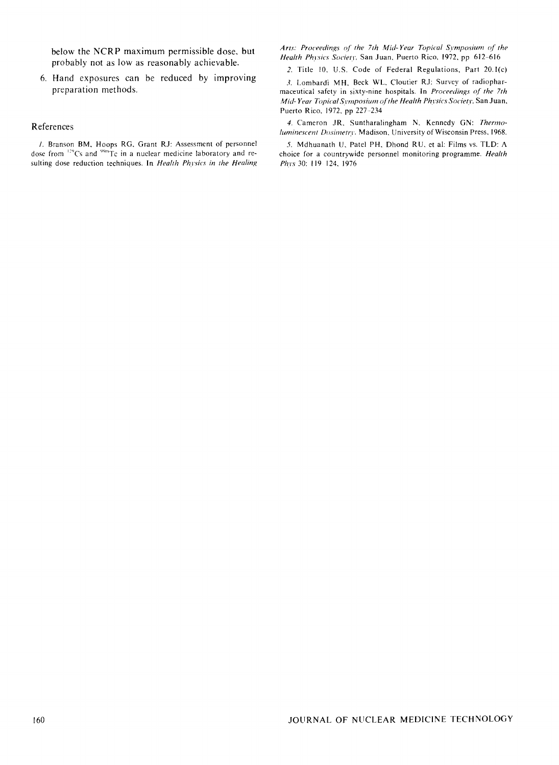below the NCRP maximum permissible dose, but probably not as low as reasonably achievable.

6. Hand exposures can be reduced by improving preparation methods.

## References

1. Branson BM, Hoops RG, Grant RJ: Assessment of personnel dose from $^{129}$Cs and $^{99m}$Tc in a nuclear medicine laboratory and resulting dose reduction techniques. In *Health Physics in the Healing Arts: Proceedings of the 7th Mid-Year Topical Symposium of the Health Physics Society*, San Juan, Puerto Rico, 1972, pp 612–616

2. Title 10, U.S. Code of Federal Regulations, Part 20.1(c)

3. Lombardi MH, Beck WL, Cloutier RJ: Survey of radiopharmaceutical safety in sixty-nine hospitals. In *Proceedings of the 7th Mid-Year Topical Symposium of the Health Physics Society*, San Juan, Puerto Rico, 1972, pp 227–234

4. Cameron JR, Suntharalingham N, Kennedy GN: *Thermoluminescent Dosimetry*. Madison, University of Wisconsin Press, 1968.

5. Mdhuanath U, Patel PH, Dhond RU, et al: Films vs. TLD: A choice for a countrywide personnel monitoring programme. *Health Phys* 30: 119–124, 1976